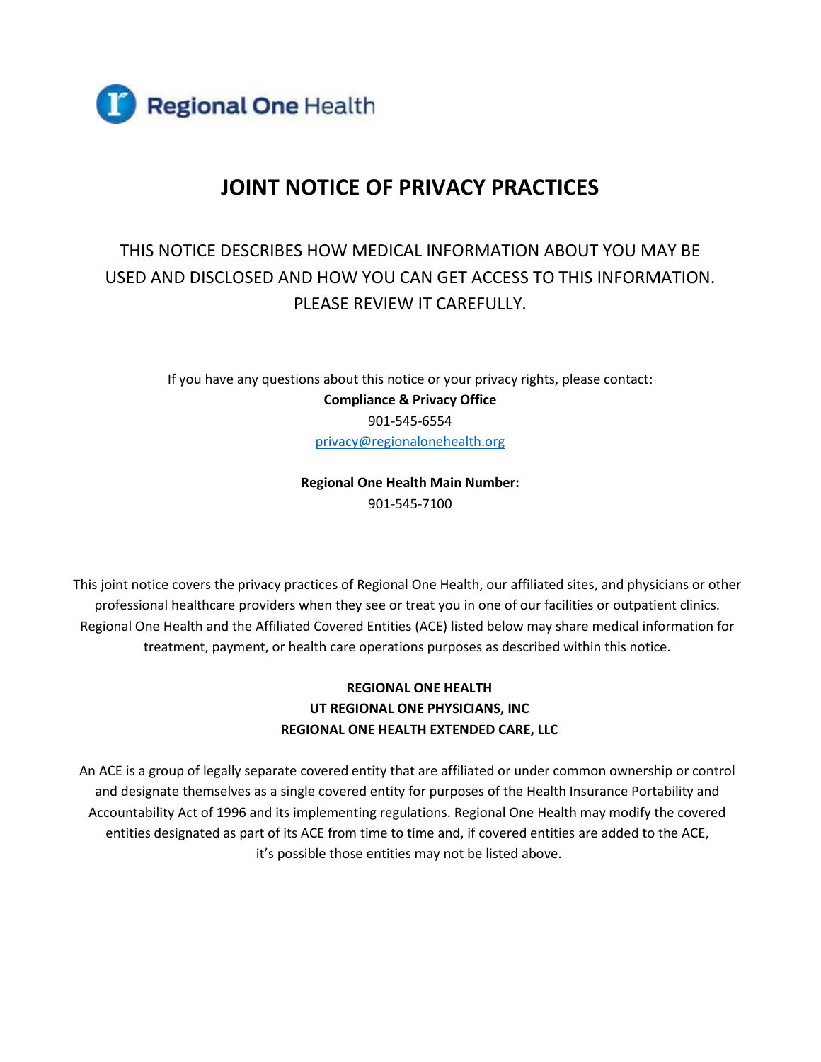Regional One Health

# JOINT NOTICE OF PRIVACY PRACTICES

THIS NOTICE DESCRIBES HOW MEDICAL INFORMATION ABOUT YOU MAY BE USED AND DISCLOSED AND HOW YOU CAN GET ACCESS TO THIS INFORMATION. PLEASE REVIEW IT CAREFULLY.

If you have any questions about this notice or your privacy rights, please contact:

**Compliance & Privacy Office**
901-545-6554
privacy@regionalonehealth.org

**Regional One Health Main Number:**
901-545-7100

This joint notice covers the privacy practices of Regional One Health, our affiliated sites, and physicians or other professional healthcare providers when they see or treat you in one of our facilities or outpatient clinics. Regional One Health and the Affiliated Covered Entities (ACE) listed below may share medical information for treatment, payment, or health care operations purposes as described within this notice.

**REGIONAL ONE HEALTH**
**UT REGIONAL ONE PHYSICIANS, INC**
**REGIONAL ONE HEALTH EXTENDED CARE, LLC**

An ACE is a group of legally separate covered entity that are affiliated or under common ownership or control and designate themselves as a single covered entity for purposes of the Health Insurance Portability and Accountability Act of 1996 and its implementing regulations. Regional One Health may modify the covered entities designated as part of its ACE from time to time and, if covered entities are added to the ACE, it's possible those entities may not be listed above.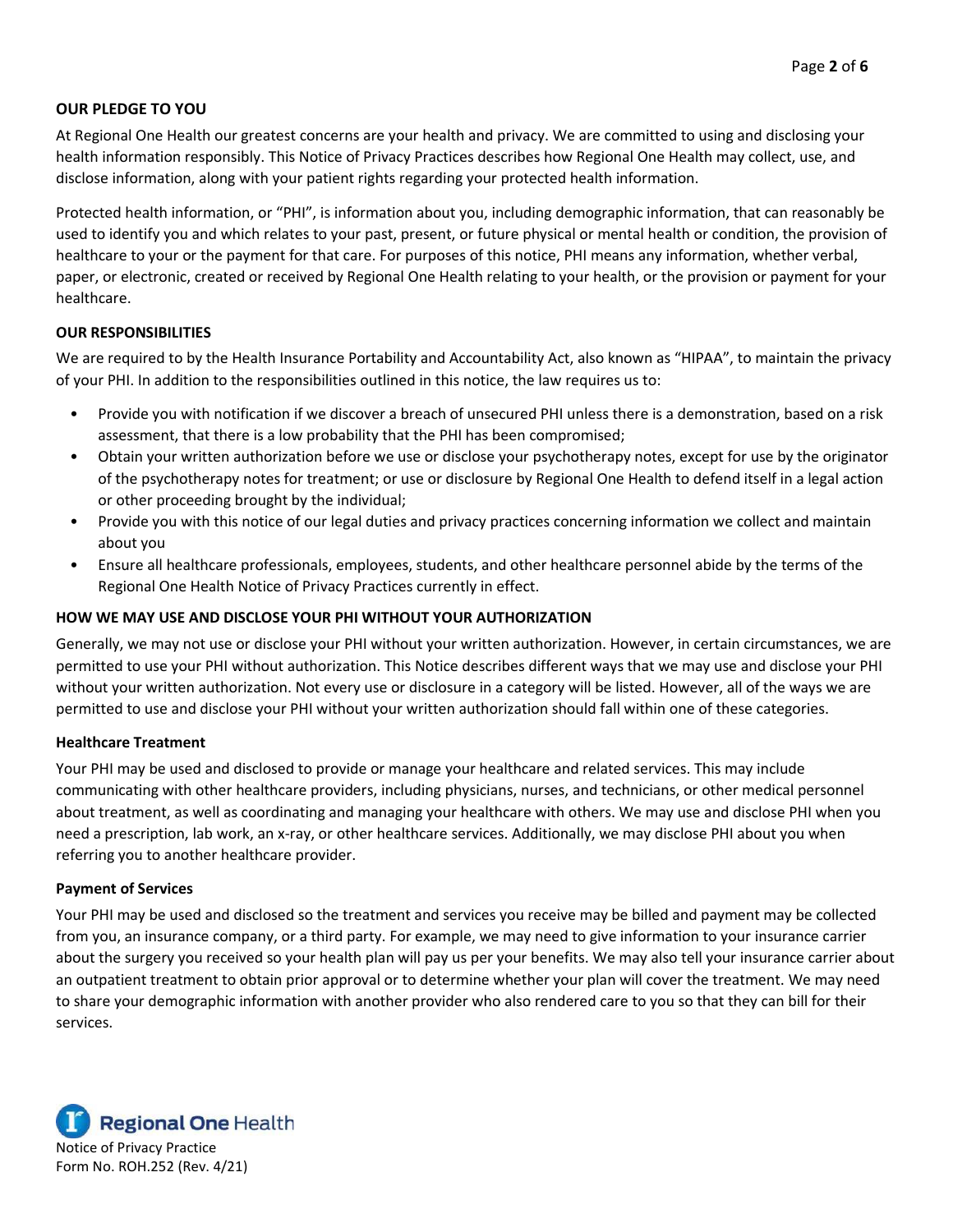## OUR PLEDGE TO YOU

At Regional One Health our greatest concerns are your health and privacy. We are committed to using and disclosing your health information responsibly. This Notice of Privacy Practices describes how Regional One Health may collect, use, and disclose information, along with your patient rights regarding your protected health information.

Protected health information, or "PHI", is information about you, including demographic information, that can reasonably be used to identify you and which relates to your past, present, or future physical or mental health or condition, the provision of healthcare to your or the payment for that care. For purposes of this notice, PHI means any information, whether verbal, paper, or electronic, created or received by Regional One Health relating to your health, or the provision or payment for your healthcare.

## OUR RESPONSIBILITIES

We are required to by the Health Insurance Portability and Accountability Act, also known as "HIPAA", to maintain the privacy of your PHI. In addition to the responsibilities outlined in this notice, the law requires us to:

- Provide you with notification if we discover a breach of unsecured PHI unless there is a demonstration, based on a risk assessment, that there is a low probability that the PHI has been compromised;
- Obtain your written authorization before we use or disclose your psychotherapy notes, except for use by the originator of the psychotherapy notes for treatment; or use or disclosure by Regional One Health to defend itself in a legal action or other proceeding brought by the individual;
- Provide you with this notice of our legal duties and privacy practices concerning information we collect and maintain about you
- Ensure all healthcare professionals, employees, students, and other healthcare personnel abide by the terms of the Regional One Health Notice of Privacy Practices currently in effect.

## HOW WE MAY USE AND DISCLOSE YOUR PHI WITHOUT YOUR AUTHORIZATION

Generally, we may not use or disclose your PHI without your written authorization. However, in certain circumstances, we are permitted to use your PHI without authorization. This Notice describes different ways that we may use and disclose your PHI without your written authorization. Not every use or disclosure in a category will be listed. However, all of the ways we are permitted to use and disclose your PHI without your written authorization should fall within one of these categories.

### Healthcare Treatment

Your PHI may be used and disclosed to provide or manage your healthcare and related services. This may include communicating with other healthcare providers, including physicians, nurses, and technicians, or other medical personnel about treatment, as well as coordinating and managing your healthcare with others. We may use and disclose PHI when you need a prescription, lab work, an x-ray, or other healthcare services. Additionally, we may disclose PHI about you when referring you to another healthcare provider.

### Payment of Services

Your PHI may be used and disclosed so the treatment and services you receive may be billed and payment may be collected from you, an insurance company, or a third party. For example, we may need to give information to your insurance carrier about the surgery you received so your health plan will pay us per your benefits. We may also tell your insurance carrier about an outpatient treatment to obtain prior approval or to determine whether your plan will cover the treatment. We may need to share your demographic information with another provider who also rendered care to you so that they can bill for their services.

Regional One Health
Notice of Privacy Practice
Form No. ROH.252 (Rev. 4/21)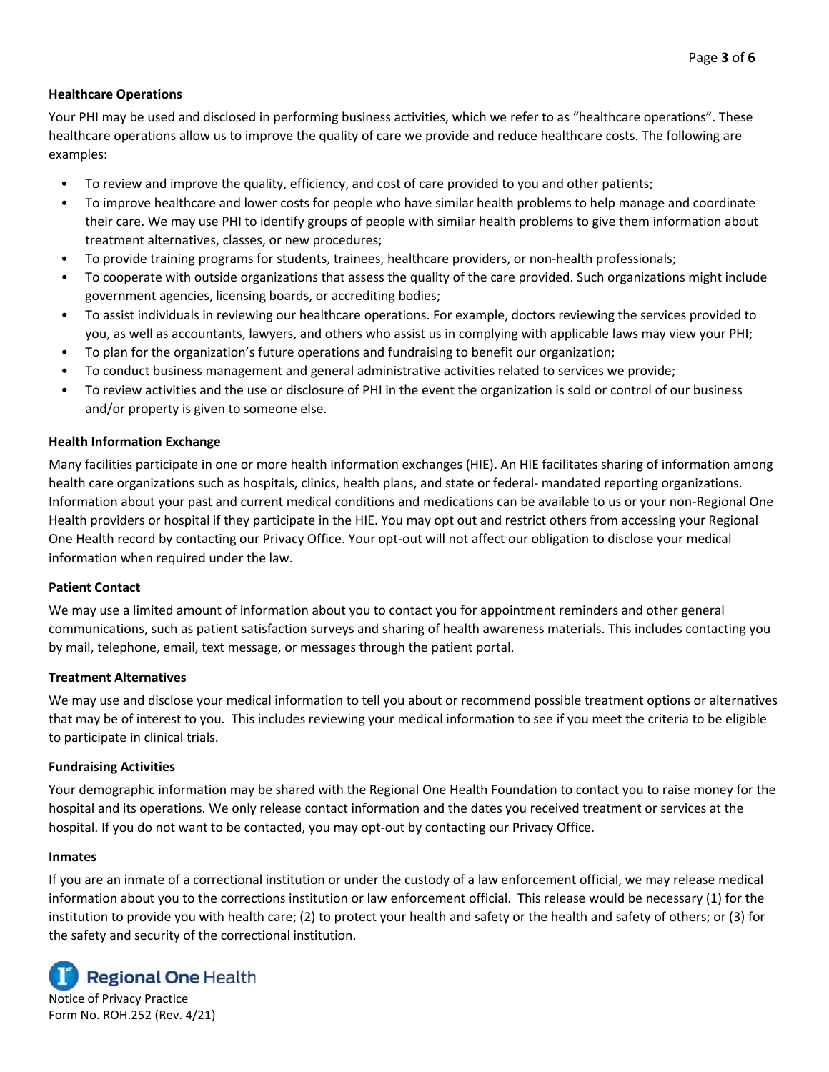### Healthcare Operations

Your PHI may be used and disclosed in performing business activities, which we refer to as "healthcare operations". These healthcare operations allow us to improve the quality of care we provide and reduce healthcare costs. The following are examples:

- To review and improve the quality, efficiency, and cost of care provided to you and other patients;
- To improve healthcare and lower costs for people who have similar health problems to help manage and coordinate their care. We may use PHI to identify groups of people with similar health problems to give them information about treatment alternatives, classes, or new procedures;
- To provide training programs for students, trainees, healthcare providers, or non-health professionals;
- To cooperate with outside organizations that assess the quality of the care provided. Such organizations might include government agencies, licensing boards, or accrediting bodies;
- To assist individuals in reviewing our healthcare operations. For example, doctors reviewing the services provided to you, as well as accountants, lawyers, and others who assist us in complying with applicable laws may view your PHI;
- To plan for the organization's future operations and fundraising to benefit our organization;
- To conduct business management and general administrative activities related to services we provide;
- To review activities and the use or disclosure of PHI in the event the organization is sold or control of our business and/or property is given to someone else.

### Health Information Exchange

Many facilities participate in one or more health information exchanges (HIE). An HIE facilitates sharing of information among health care organizations such as hospitals, clinics, health plans, and state or federal- mandated reporting organizations. Information about your past and current medical conditions and medications can be available to us or your non-Regional One Health providers or hospital if they participate in the HIE. You may opt out and restrict others from accessing your Regional One Health record by contacting our Privacy Office. Your opt-out will not affect our obligation to disclose your medical information when required under the law.

### Patient Contact

We may use a limited amount of information about you to contact you for appointment reminders and other general communications, such as patient satisfaction surveys and sharing of health awareness materials. This includes contacting you by mail, telephone, email, text message, or messages through the patient portal.

### Treatment Alternatives

We may use and disclose your medical information to tell you about or recommend possible treatment options or alternatives that may be of interest to you. This includes reviewing your medical information to see if you meet the criteria to be eligible to participate in clinical trials.

### Fundraising Activities

Your demographic information may be shared with the Regional One Health Foundation to contact you to raise money for the hospital and its operations. We only release contact information and the dates you received treatment or services at the hospital. If you do not want to be contacted, you may opt-out by contacting our Privacy Office.

### Inmates

If you are an inmate of a correctional institution or under the custody of a law enforcement official, we may release medical information about you to the corrections institution or law enforcement official. This release would be necessary (1) for the institution to provide you with health care; (2) to protect your health and safety or the health and safety of others; or (3) for the safety and security of the correctional institution.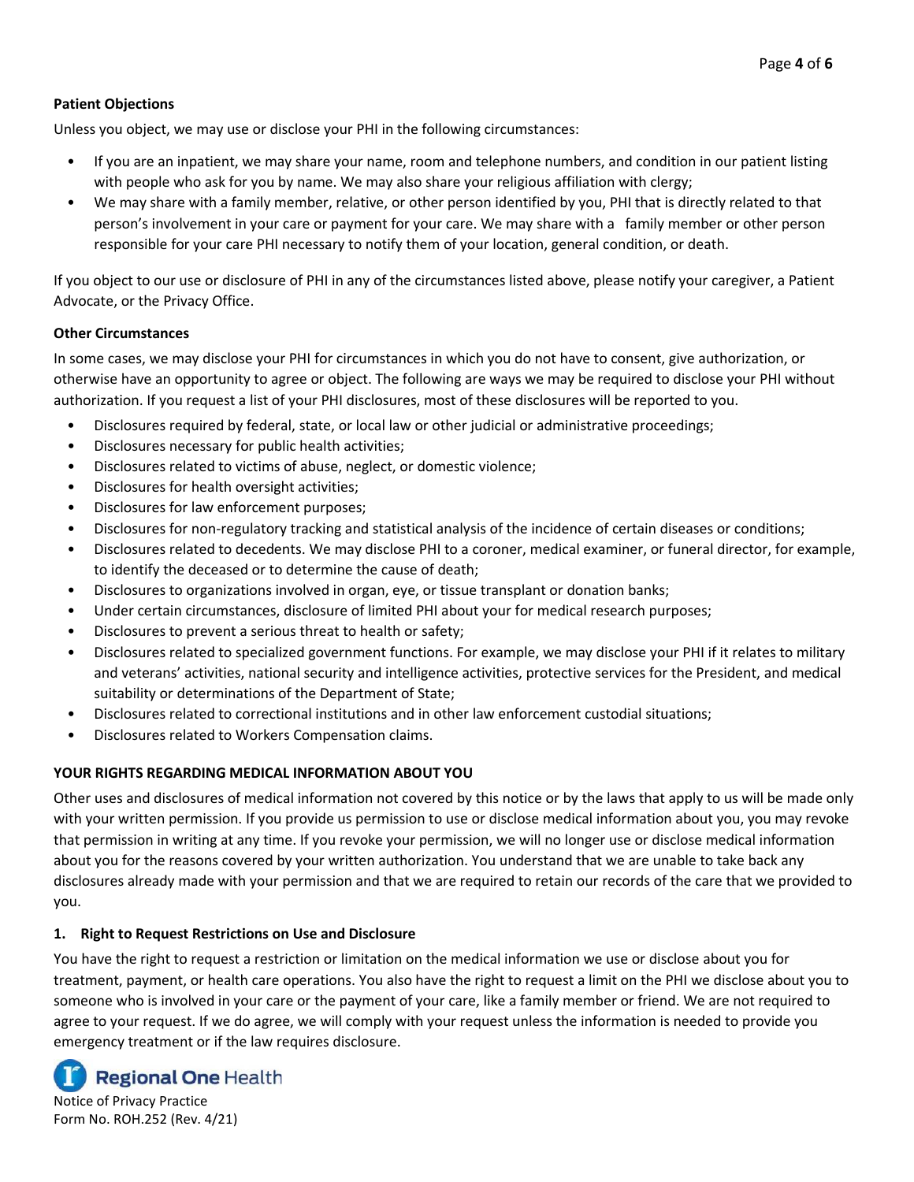**Patient Objections**

Unless you object, we may use or disclose your PHI in the following circumstances:

- If you are an inpatient, we may share your name, room and telephone numbers, and condition in our patient listing with people who ask for you by name. We may also share your religious affiliation with clergy;
- We may share with a family member, relative, or other person identified by you, PHI that is directly related to that person's involvement in your care or payment for your care. We may share with a family member or other person responsible for your care PHI necessary to notify them of your location, general condition, or death.

If you object to our use or disclosure of PHI in any of the circumstances listed above, please notify your caregiver, a Patient Advocate, or the Privacy Office.

**Other Circumstances**

In some cases, we may disclose your PHI for circumstances in which you do not have to consent, give authorization, or otherwise have an opportunity to agree or object. The following are ways we may be required to disclose your PHI without authorization. If you request a list of your PHI disclosures, most of these disclosures will be reported to you.

- Disclosures required by federal, state, or local law or other judicial or administrative proceedings;
- Disclosures necessary for public health activities;
- Disclosures related to victims of abuse, neglect, or domestic violence;
- Disclosures for health oversight activities;
- Disclosures for law enforcement purposes;
- Disclosures for non-regulatory tracking and statistical analysis of the incidence of certain diseases or conditions;
- Disclosures related to decedents. We may disclose PHI to a coroner, medical examiner, or funeral director, for example, to identify the deceased or to determine the cause of death;
- Disclosures to organizations involved in organ, eye, or tissue transplant or donation banks;
- Under certain circumstances, disclosure of limited PHI about your for medical research purposes;
- Disclosures to prevent a serious threat to health or safety;
- Disclosures related to specialized government functions. For example, we may disclose your PHI if it relates to military and veterans' activities, national security and intelligence activities, protective services for the President, and medical suitability or determinations of the Department of State;
- Disclosures related to correctional institutions and in other law enforcement custodial situations;
- Disclosures related to Workers Compensation claims.

**YOUR RIGHTS REGARDING MEDICAL INFORMATION ABOUT YOU**

Other uses and disclosures of medical information not covered by this notice or by the laws that apply to us will be made only with your written permission. If you provide us permission to use or disclose medical information about you, you may revoke that permission in writing at any time. If you revoke your permission, we will no longer use or disclose medical information about you for the reasons covered by your written authorization. You understand that we are unable to take back any disclosures already made with your permission and that we are required to retain our records of the care that we provided to you.

**1. Right to Request Restrictions on Use and Disclosure**

You have the right to request a restriction or limitation on the medical information we use or disclose about you for treatment, payment, or health care operations. You also have the right to request a limit on the PHI we disclose about you to someone who is involved in your care or the payment of your care, like a family member or friend. We are not required to agree to your request. If we do agree, we will comply with your request unless the information is needed to provide you emergency treatment or if the law requires disclosure.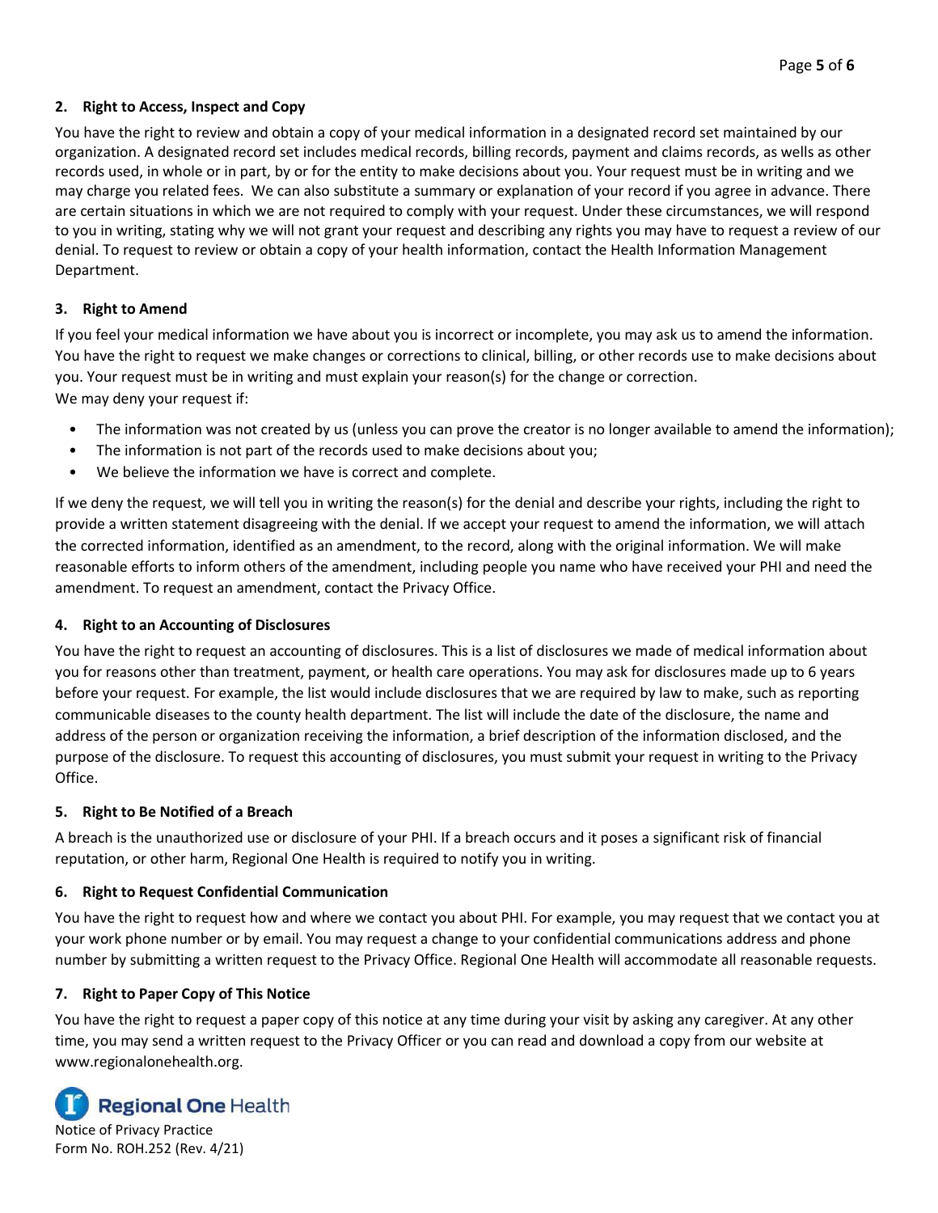### 2. Right to Access, Inspect and Copy

You have the right to review and obtain a copy of your medical information in a designated record set maintained by our organization. A designated record set includes medical records, billing records, payment and claims records, as wells as other records used, in whole or in part, by or for the entity to make decisions about you. Your request must be in writing and we may charge you related fees. We can also substitute a summary or explanation of your record if you agree in advance. There are certain situations in which we are not required to comply with your request. Under these circumstances, we will respond to you in writing, stating why we will not grant your request and describing any rights you may have to request a review of our denial. To request to review or obtain a copy of your health information, contact the Health Information Management Department.

### 3. Right to Amend

If you feel your medical information we have about you is incorrect or incomplete, you may ask us to amend the information. You have the right to request we make changes or corrections to clinical, billing, or other records use to make decisions about you. Your request must be in writing and must explain your reason(s) for the change or correction.
We may deny your request if:

- The information was not created by us (unless you can prove the creator is no longer available to amend the information);
- The information is not part of the records used to make decisions about you;
- We believe the information we have is correct and complete.

If we deny the request, we will tell you in writing the reason(s) for the denial and describe your rights, including the right to provide a written statement disagreeing with the denial. If we accept your request to amend the information, we will attach the corrected information, identified as an amendment, to the record, along with the original information. We will make reasonable efforts to inform others of the amendment, including people you name who have received your PHI and need the amendment. To request an amendment, contact the Privacy Office.

### 4. Right to an Accounting of Disclosures

You have the right to request an accounting of disclosures. This is a list of disclosures we made of medical information about you for reasons other than treatment, payment, or health care operations. You may ask for disclosures made up to 6 years before your request. For example, the list would include disclosures that we are required by law to make, such as reporting communicable diseases to the county health department. The list will include the date of the disclosure, the name and address of the person or organization receiving the information, a brief description of the information disclosed, and the purpose of the disclosure. To request this accounting of disclosures, you must submit your request in writing to the Privacy Office.

### 5. Right to Be Notified of a Breach

A breach is the unauthorized use or disclosure of your PHI. If a breach occurs and it poses a significant risk of financial reputation, or other harm, Regional One Health is required to notify you in writing.

### 6. Right to Request Confidential Communication

You have the right to request how and where we contact you about PHI. For example, you may request that we contact you at your work phone number or by email. You may request a change to your confidential communications address and phone number by submitting a written request to the Privacy Office. Regional One Health will accommodate all reasonable requests.

### 7. Right to Paper Copy of This Notice

You have the right to request a paper copy of this notice at any time during your visit by asking any caregiver. At any other time, you may send a written request to the Privacy Officer or you can read and download a copy from our website at www.regionalonehealth.org.

Regional One Health
Notice of Privacy Practice
Form No. ROH.252 (Rev. 4/21)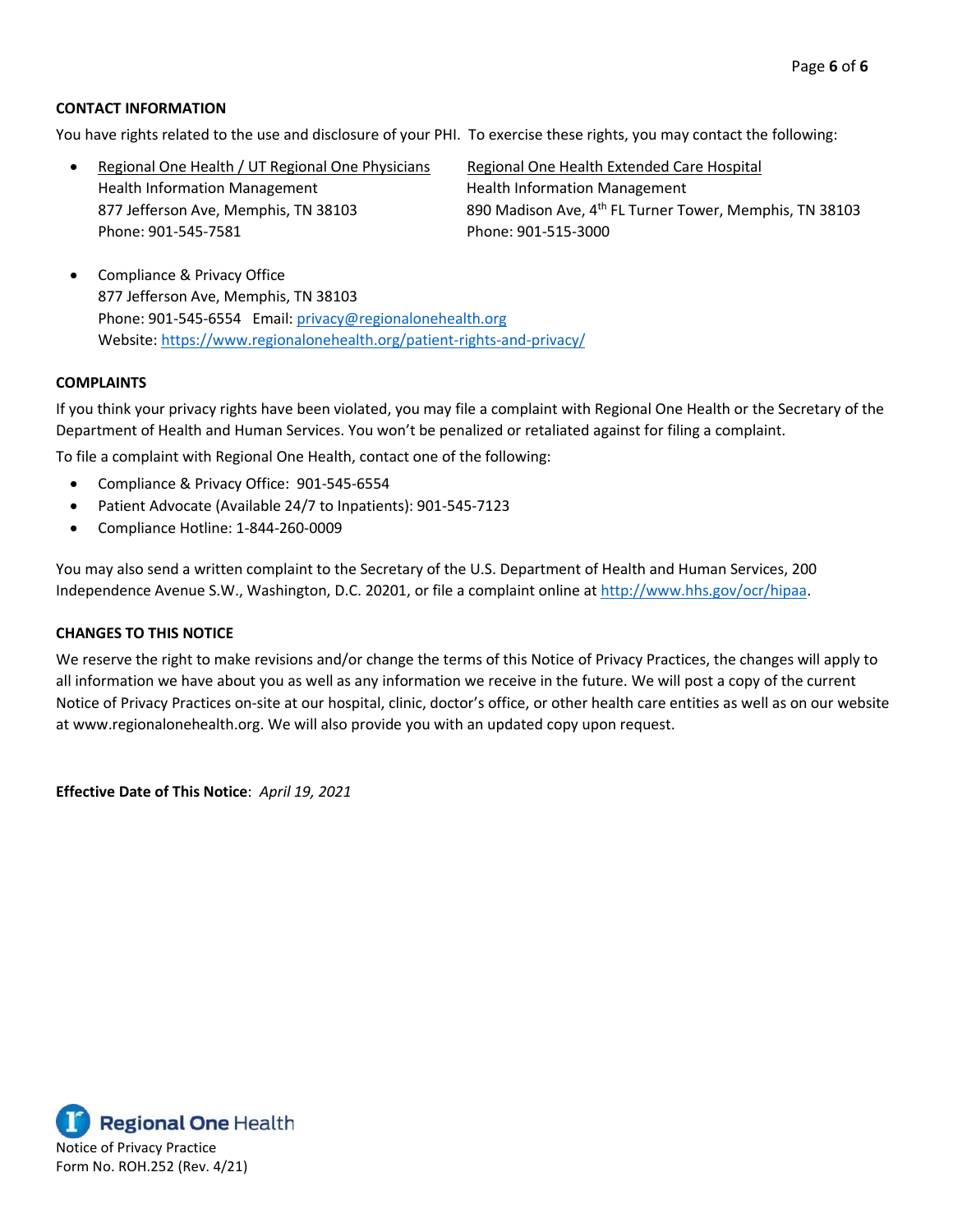**CONTACT INFORMATION**

You have rights related to the use and disclosure of your PHI. To exercise these rights, you may contact the following:

- Regional One Health / UT Regional One Physicians
  Health Information Management
  877 Jefferson Ave, Memphis, TN 38103
  Phone: 901-545-7581

  Regional One Health Extended Care Hospital
  Health Information Management
  890 Madison Ave, 4th FL Turner Tower, Memphis, TN 38103
  Phone: 901-515-3000

- Compliance & Privacy Office
  877 Jefferson Ave, Memphis, TN 38103
  Phone: 901-545-6554 Email: privacy@regionalonehealth.org
  Website: https://www.regionalonehealth.org/patient-rights-and-privacy/

**COMPLAINTS**

If you think your privacy rights have been violated, you may file a complaint with Regional One Health or the Secretary of the Department of Health and Human Services. You won't be penalized or retaliated against for filing a complaint.

To file a complaint with Regional One Health, contact one of the following:

- Compliance & Privacy Office: 901-545-6554
- Patient Advocate (Available 24/7 to Inpatients): 901-545-7123
- Compliance Hotline: 1-844-260-0009

You may also send a written complaint to the Secretary of the U.S. Department of Health and Human Services, 200 Independence Avenue S.W., Washington, D.C. 20201, or file a complaint online at http://www.hhs.gov/ocr/hipaa.

**CHANGES TO THIS NOTICE**

We reserve the right to make revisions and/or change the terms of this Notice of Privacy Practices, the changes will apply to all information we have about you as well as any information we receive in the future. We will post a copy of the current Notice of Privacy Practices on-site at our hospital, clinic, doctor's office, or other health care entities as well as on our website at www.regionalonehealth.org. We will also provide you with an updated copy upon request.

**Effective Date of This Notice**: *April 19, 2021*

Regional One Health
Notice of Privacy Practice
Form No. ROH.252 (Rev. 4/21)